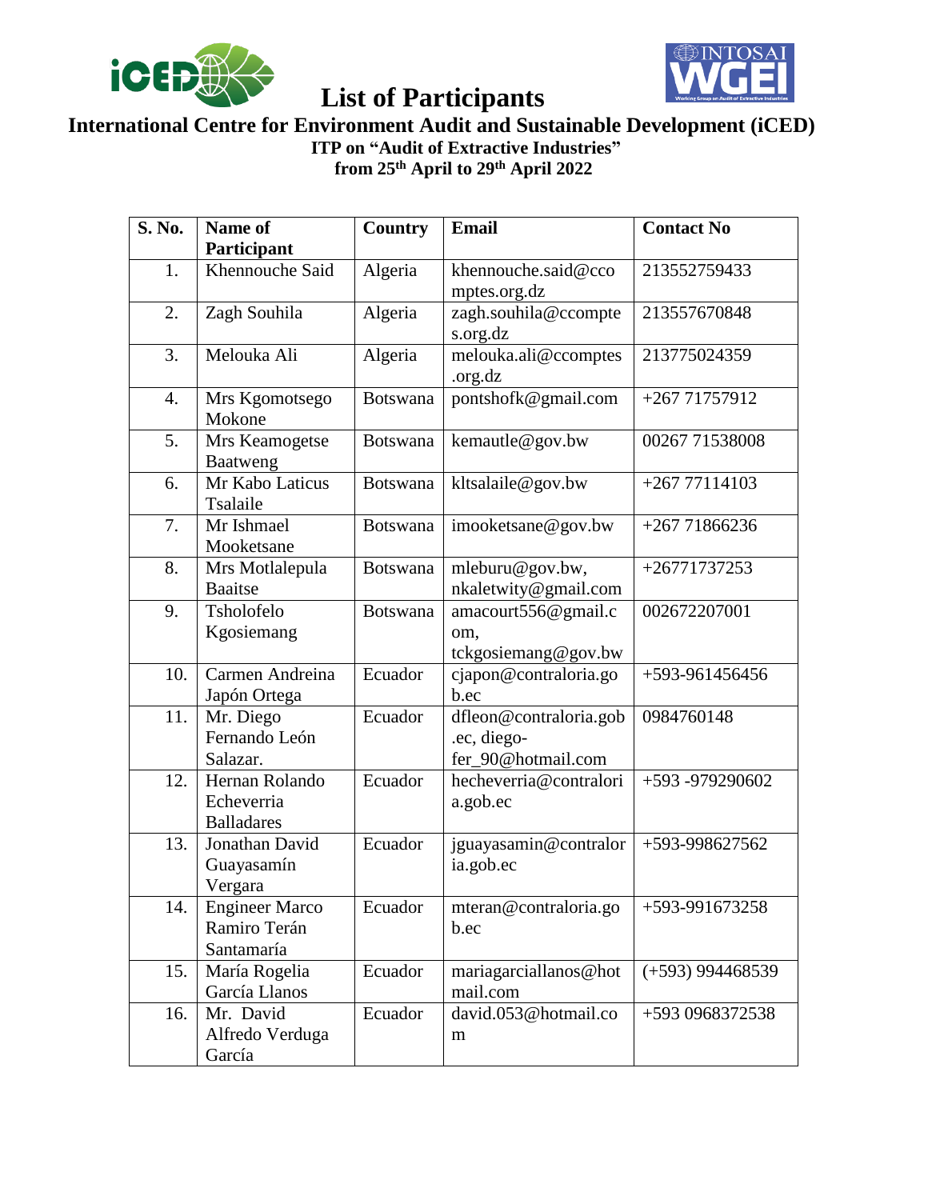# List of Participants

## International Centre for Environment Audit and Sustainable Development (iCED)

### ITP on "Audit of Extractive Industries"

### from 25th April to 29th April 2022

| S. No. | Name of Participant | Country | Email | Contact No |
|---|---|---|---|---|
| 1. | Khennouche Said | Algeria | khennouche.said@ccomptes.org.dz | 213552759433 |
| 2. | Zagh Souhila | Algeria | zagh.souhila@ccomptes.org.dz | 213557670848 |
| 3. | Melouka Ali | Algeria | melouka.ali@ccomptes.org.dz | 213775024359 |
| 4. | Mrs Kgomotsego Mokone | Botswana | pontshofk@gmail.com | +267 71757912 |
| 5. | Mrs Keamogetse Baatweng | Botswana | kemautle@gov.bw | 00267 71538008 |
| 6. | Mr Kabo Laticus Tsalaile | Botswana | kltsalaile@gov.bw | +267 77114103 |
| 7. | Mr Ishmael Mooketsane | Botswana | imooketsane@gov.bw | +267 71866236 |
| 8. | Mrs Motlalepula Baaitse | Botswana | mleburu@gov.bw, nkaletwity@gmail.com | +26771737253 |
| 9. | Tsholofelo Kgosiemang | Botswana | amacourt556@gmail.com, tckgosiemang@gov.bw | 002672207001 |
| 10. | Carmen Andreina Japón Ortega | Ecuador | cjapon@contraloria.gob.ec | +593-961456456 |
| 11. | Mr. Diego Fernando León Salazar. | Ecuador | dfleon@contraloria.gob.ec, diego-fer_90@hotmail.com | 0984760148 |
| 12. | Hernan Rolando Echeverria Balladares | Ecuador | hecheverria@contraloria.gob.ec | +593 -979290602 |
| 13. | Jonathan David Guayasamín Vergara | Ecuador | jguayasamin@contraloria.gob.ec | +593-998627562 |
| 14. | Engineer Marco Ramiro Terán Santamaría | Ecuador | mteran@contraloria.gob.ec | +593-991673258 |
| 15. | María Rogelia García Llanos | Ecuador | mariagarciallanos@hotmail.com | (+593) 994468539 |
| 16. | Mr. David Alfredo Verduga García | Ecuador | david.053@hotmail.com | +593 0968372538 |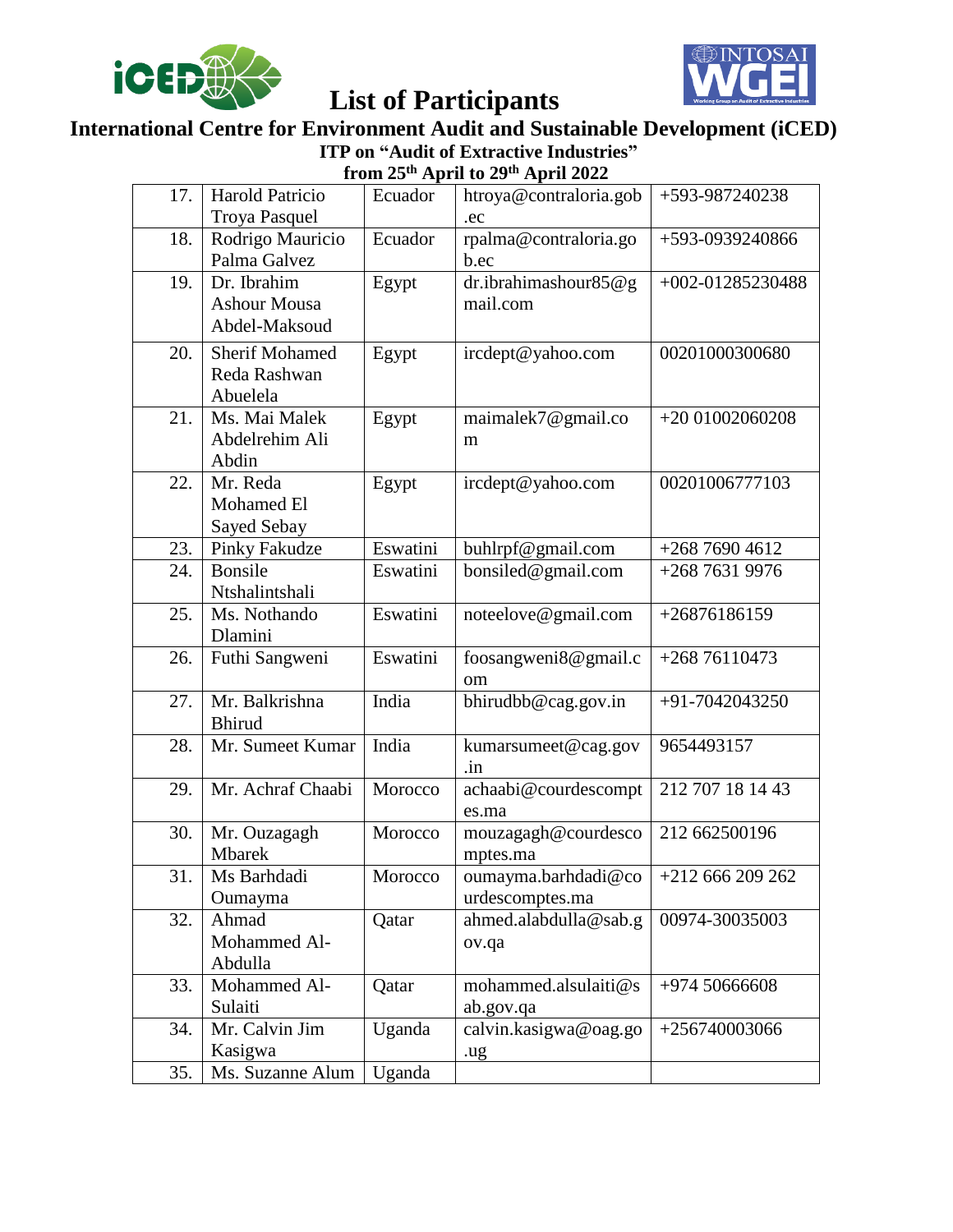# List of Participants

## International Centre for Environment Audit and Sustainable Development (iCED)

### ITP on "Audit of Extractive Industries"

### from 25th April to 29th April 2022

| | | | | |
|---|---|---|---|---|
| 17. | Harold Patricio Troya Pasquel | Ecuador | htroya@contraloria.gob.ec | +593-987240238 |
| 18. | Rodrigo Mauricio Palma Galvez | Ecuador | rpalma@contraloria.gob.ec | +593-0939240866 |
| 19. | Dr. Ibrahim Ashour Mousa Abdel-Maksoud | Egypt | dr.ibrahimashour85@gmail.com | +002-01285230488 |
| 20. | Sherif Mohamed Reda Rashwan Abuelela | Egypt | ircdept@yahoo.com | 00201000300680 |
| 21. | Ms. Mai Malek Abdelrehim Ali Abdin | Egypt | maimalek7@gmail.com | +20 01002060208 |
| 22. | Mr. Reda Mohamed El Sayed Sebay | Egypt | ircdept@yahoo.com | 00201006777103 |
| 23. | Pinky Fakudze | Eswatini | buhlrpf@gmail.com | +268 7690 4612 |
| 24. | Bonsile Ntshalintshali | Eswatini | bonsiled@gmail.com | +268 7631 9976 |
| 25. | Ms. Nothando Dlamini | Eswatini | noteelove@gmail.com | +26876186159 |
| 26. | Futhi Sangweni | Eswatini | foosangweni8@gmail.com | +268 76110473 |
| 27. | Mr. Balkrishna Bhirud | India | bhirudbb@cag.gov.in | +91-7042043250 |
| 28. | Mr. Sumeet Kumar | India | kumarsumeet@cag.gov.in | 9654493157 |
| 29. | Mr. Achraf Chaabi | Morocco | achaabi@courdescomptes.ma | 212 707 18 14 43 |
| 30. | Mr. Ouzagagh Mbarek | Morocco | mouzagagh@courdescomptes.ma | 212 662500196 |
| 31. | Ms Barhdadi Oumayma | Morocco | oumayma.barhdadi@courdescomptes.ma | +212 666 209 262 |
| 32. | Ahmad Mohammed Al-Abdulla | Qatar | ahmed.alabdulla@sab.gov.qa | 00974-30035003 |
| 33. | Mohammed Al-Sulaiti | Qatar | mohammed.alsulaiti@sab.gov.qa | +974 50666608 |
| 34. | Mr. Calvin Jim Kasigwa | Uganda | calvin.kasigwa@oag.go.ug | +256740003066 |
| 35. | Ms. Suzanne Alum | Uganda | | |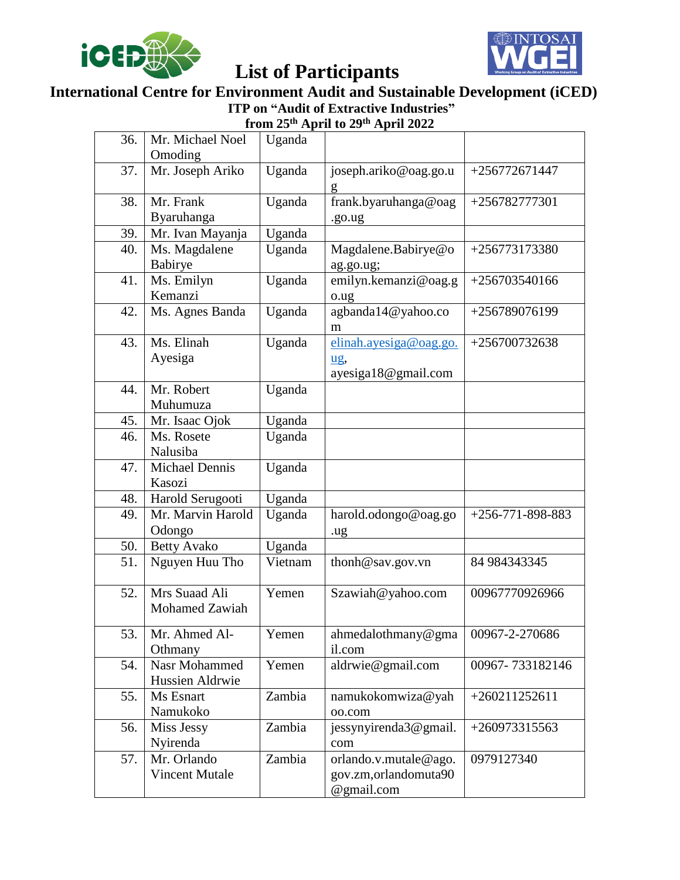# List of Participants

## International Centre for Environment Audit and Sustainable Development (iCED)

### ITP on "Audit of Extractive Industries"

### from 25th April to 29th April 2022

| | | | | |
|---|---|---|---|---|
| 36. | Mr. Michael Noel Omoding | Uganda | | |
| 37. | Mr. Joseph Ariko | Uganda | joseph.ariko@oag.go.ug | +256772671447 |
| 38. | Mr. Frank Byaruhanga | Uganda | frank.byaruhanga@oag.go.ug | +256782777301 |
| 39. | Mr. Ivan Mayanja | Uganda | | |
| 40. | Ms. Magdalene Babirye | Uganda | Magdalene.Babirye@oag.go.ug; | +256773173380 |
| 41. | Ms. Emilyn Kemanzi | Uganda | emilyn.kemanzi@oag.go.ug | +256703540166 |
| 42. | Ms. Agnes Banda | Uganda | agbanda14@yahoo.com | +256789076199 |
| 43. | Ms. Elinah Ayesiga | Uganda | elinah.ayesiga@oag.go.ug, ayesiga18@gmail.com | +256700732638 |
| 44. | Mr. Robert Muhumuza | Uganda | | |
| 45. | Mr. Isaac Ojok | Uganda | | |
| 46. | Ms. Rosete Nalusiba | Uganda | | |
| 47. | Michael Dennis Kasozi | Uganda | | |
| 48. | Harold Serugooti | Uganda | | |
| 49. | Mr. Marvin Harold Odongo | Uganda | harold.odongo@oag.go.ug | +256-771-898-883 |
| 50. | Betty Avako | Uganda | | |
| 51. | Nguyen Huu Tho | Vietnam | thonh@sav.gov.vn | 84 984343345 |
| 52. | Mrs Suaad Ali Mohamed Zawiah | Yemen | Szawiah@yahoo.com | 00967770926966 |
| 53. | Mr. Ahmed Al-Othmany | Yemen | ahmedalothmany@gmail.com | 00967-2-270686 |
| 54. | Nasr Mohammed Hussien Aldrwie | Yemen | aldrwie@gmail.com | 00967- 733182146 |
| 55. | Ms Esnart Namukoko | Zambia | namukokomwiza@yahoo.com | +260211252611 |
| 56. | Miss Jessy Nyirenda | Zambia | jessynyirenda3@gmail.com | +260973315563 |
| 57. | Mr. Orlando Vincent Mutale | Zambia | orlando.v.mutale@ago.gov.zm,orlandomuta90@gmail.com | 0979127340 |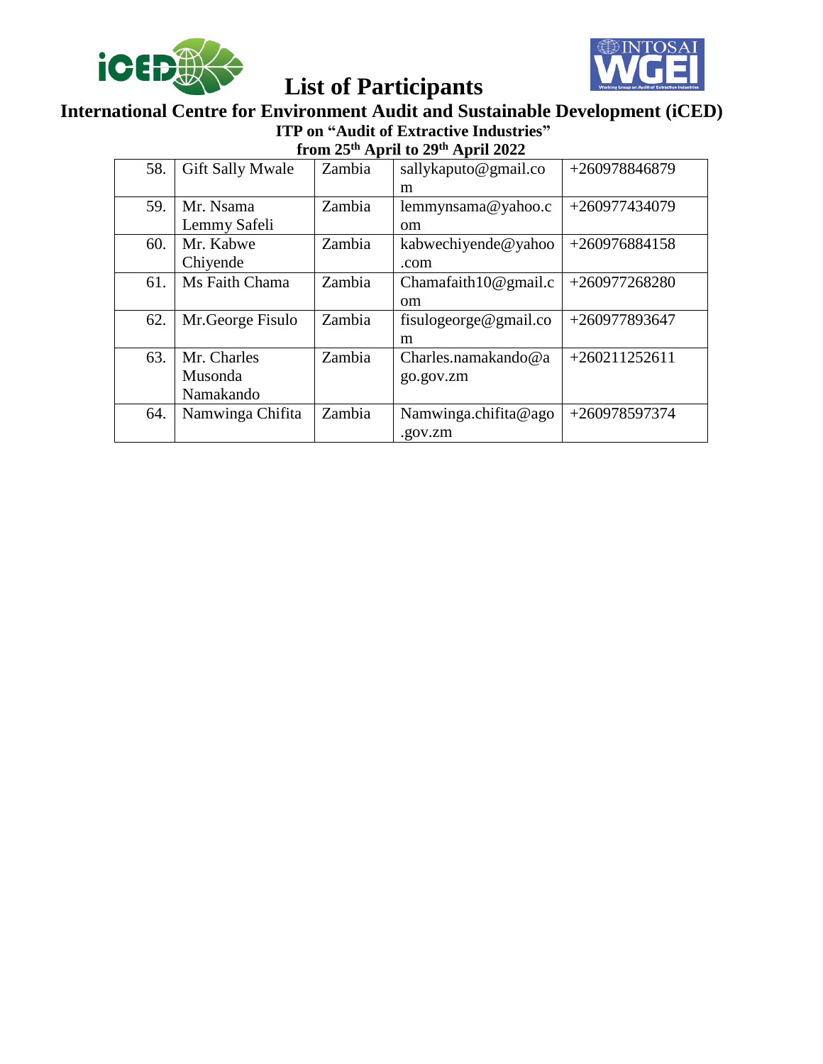# List of Participants

## International Centre for Environment Audit and Sustainable Development (iCED)

### ITP on "Audit of Extractive Industries"

### from 25th April to 29th April 2022

| | | | | |
|---|---|---|---|---|
| 58. | Gift Sally Mwale | Zambia | sallykaputo@gmail.com | +260978846879 |
| 59. | Mr. Nsama Lemmy Safeli | Zambia | lemmynsama@yahoo.com | +260977434079 |
| 60. | Mr. Kabwe Chiyende | Zambia | kabwechiyende@yahoo.com | +260976884158 |
| 61. | Ms Faith Chama | Zambia | Chamafaith10@gmail.com | +260977268280 |
| 62. | Mr.George Fisulo | Zambia | fisulogeorge@gmail.com | +260977893647 |
| 63. | Mr. Charles Musonda Namakando | Zambia | Charles.namakando@ago.gov.zm | +260211252611 |
| 64. | Namwinga Chifita | Zambia | Namwinga.chifita@ago.gov.zm | +260978597374 |